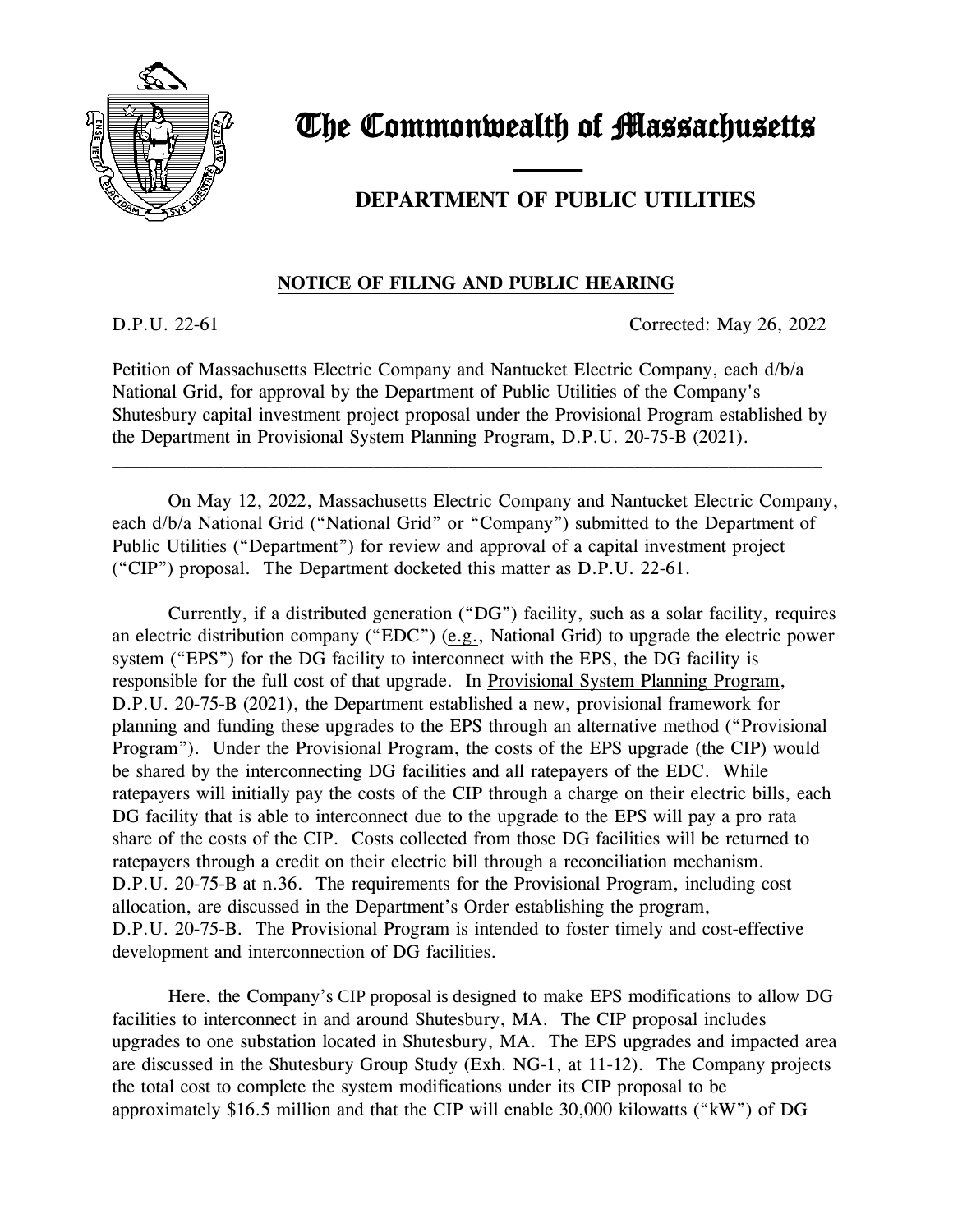# The Commonwealth of Massachusetts

## DEPARTMENT OF PUBLIC UTILITIES

### NOTICE OF FILING AND PUBLIC HEARING

D.P.U. 22-61 Corrected: May 26, 2022

Petition of Massachusetts Electric Company and Nantucket Electric Company, each d/b/a National Grid, for approval by the Department of Public Utilities of the Company's Shutesbury capital investment project proposal under the Provisional Program established by the Department in Provisional System Planning Program, D.P.U. 20-75-B (2021).

---

On May 12, 2022, Massachusetts Electric Company and Nantucket Electric Company, each d/b/a National Grid ("National Grid" or "Company") submitted to the Department of Public Utilities ("Department") for review and approval of a capital investment project ("CIP") proposal. The Department docketed this matter as D.P.U. 22-61.

Currently, if a distributed generation ("DG") facility, such as a solar facility, requires an electric distribution company ("EDC") (e.g., National Grid) to upgrade the electric power system ("EPS") for the DG facility to interconnect with the EPS, the DG facility is responsible for the full cost of that upgrade. In Provisional System Planning Program, D.P.U. 20-75-B (2021), the Department established a new, provisional framework for planning and funding these upgrades to the EPS through an alternative method ("Provisional Program"). Under the Provisional Program, the costs of the EPS upgrade (the CIP) would be shared by the interconnecting DG facilities and all ratepayers of the EDC. While ratepayers will initially pay the costs of the CIP through a charge on their electric bills, each DG facility that is able to interconnect due to the upgrade to the EPS will pay a pro rata share of the costs of the CIP. Costs collected from those DG facilities will be returned to ratepayers through a credit on their electric bill through a reconciliation mechanism. D.P.U. 20-75-B at n.36. The requirements for the Provisional Program, including cost allocation, are discussed in the Department's Order establishing the program, D.P.U. 20-75-B. The Provisional Program is intended to foster timely and cost-effective development and interconnection of DG facilities.

Here, the Company's CIP proposal is designed to make EPS modifications to allow DG facilities to interconnect in and around Shutesbury, MA. The CIP proposal includes upgrades to one substation located in Shutesbury, MA. The EPS upgrades and impacted area are discussed in the Shutesbury Group Study (Exh. NG-1, at 11-12). The Company projects the total cost to complete the system modifications under its CIP proposal to be approximately $16.5 million and that the CIP will enable 30,000 kilowatts ("kW") of DG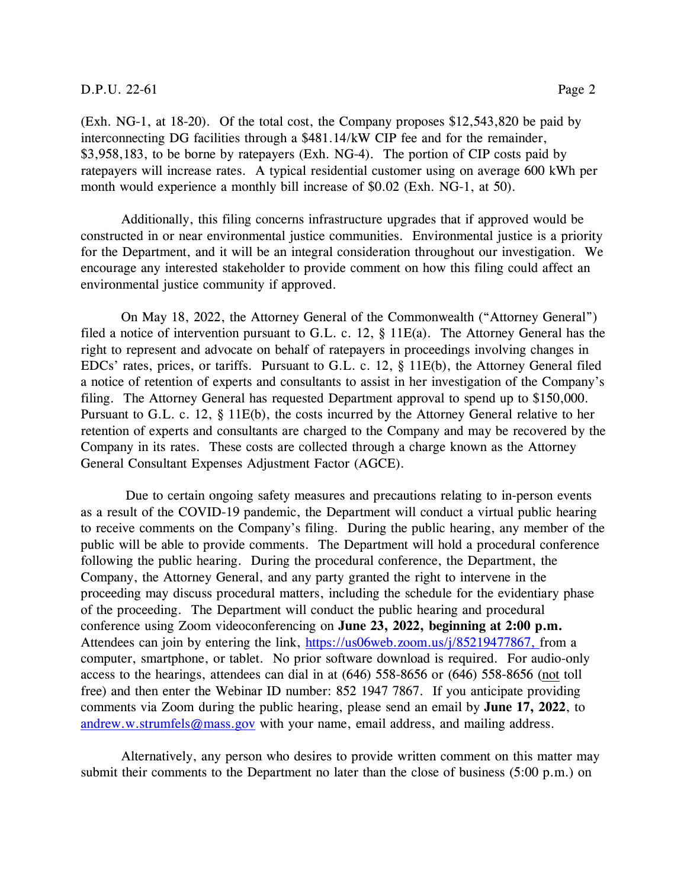(Exh. NG-1, at 18-20). Of the total cost, the Company proposes $12,543,820 be paid by interconnecting DG facilities through a $481.14/kW CIP fee and for the remainder, $3,958,183, to be borne by ratepayers (Exh. NG-4). The portion of CIP costs paid by ratepayers will increase rates. A typical residential customer using on average 600 kWh per month would experience a monthly bill increase of $0.02 (Exh. NG-1, at 50).

Additionally, this filing concerns infrastructure upgrades that if approved would be constructed in or near environmental justice communities. Environmental justice is a priority for the Department, and it will be an integral consideration throughout our investigation. We encourage any interested stakeholder to provide comment on how this filing could affect an environmental justice community if approved.

On May 18, 2022, the Attorney General of the Commonwealth ("Attorney General") filed a notice of intervention pursuant to G.L. c. 12, § 11E(a). The Attorney General has the right to represent and advocate on behalf of ratepayers in proceedings involving changes in EDCs' rates, prices, or tariffs. Pursuant to G.L. c. 12, § 11E(b), the Attorney General filed a notice of retention of experts and consultants to assist in her investigation of the Company's filing. The Attorney General has requested Department approval to spend up to $150,000. Pursuant to G.L. c. 12, § 11E(b), the costs incurred by the Attorney General relative to her retention of experts and consultants are charged to the Company and may be recovered by the Company in its rates. These costs are collected through a charge known as the Attorney General Consultant Expenses Adjustment Factor (AGCE).

Due to certain ongoing safety measures and precautions relating to in-person events as a result of the COVID-19 pandemic, the Department will conduct a virtual public hearing to receive comments on the Company's filing. During the public hearing, any member of the public will be able to provide comments. The Department will hold a procedural conference following the public hearing. During the procedural conference, the Department, the Company, the Attorney General, and any party granted the right to intervene in the proceeding may discuss procedural matters, including the schedule for the evidentiary phase of the proceeding. The Department will conduct the public hearing and procedural conference using Zoom videoconferencing on **June 23, 2022, beginning at 2:00 p.m.** Attendees can join by entering the link, https://us06web.zoom.us/j/85219477867, from a computer, smartphone, or tablet. No prior software download is required. For audio-only access to the hearings, attendees can dial in at (646) 558-8656 or (646) 558-8656 (not toll free) and then enter the Webinar ID number: 852 1947 7867. If you anticipate providing comments via Zoom during the public hearing, please send an email by **June 17, 2022**, to andrew.w.strumfels@mass.gov with your name, email address, and mailing address.

Alternatively, any person who desires to provide written comment on this matter may submit their comments to the Department no later than the close of business (5:00 p.m.) on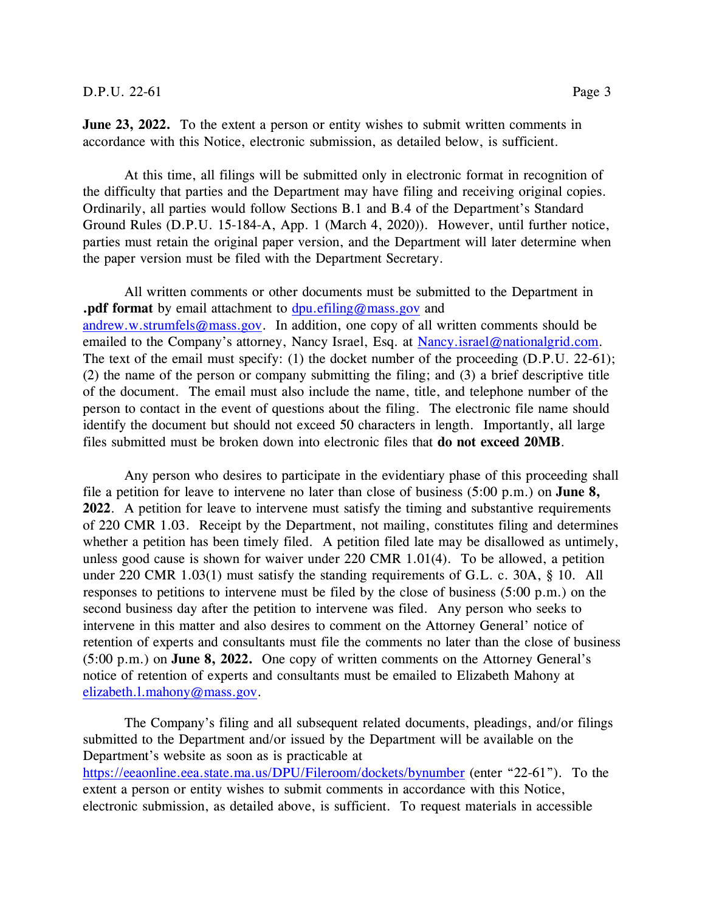**June 23, 2022.** To the extent a person or entity wishes to submit written comments in accordance with this Notice, electronic submission, as detailed below, is sufficient.

At this time, all filings will be submitted only in electronic format in recognition of the difficulty that parties and the Department may have filing and receiving original copies. Ordinarily, all parties would follow Sections B.1 and B.4 of the Department's Standard Ground Rules (D.P.U. 15-184-A, App. 1 (March 4, 2020)). However, until further notice, parties must retain the original paper version, and the Department will later determine when the paper version must be filed with the Department Secretary.

All written comments or other documents must be submitted to the Department in **.pdf format** by email attachment to dpu.efiling@mass.gov and andrew.w.strumfels@mass.gov. In addition, one copy of all written comments should be emailed to the Company's attorney, Nancy Israel, Esq. at Nancy.israel@nationalgrid.com. The text of the email must specify: (1) the docket number of the proceeding (D.P.U. 22-61); (2) the name of the person or company submitting the filing; and (3) a brief descriptive title of the document. The email must also include the name, title, and telephone number of the person to contact in the event of questions about the filing. The electronic file name should identify the document but should not exceed 50 characters in length. Importantly, all large files submitted must be broken down into electronic files that **do not exceed 20MB**.

Any person who desires to participate in the evidentiary phase of this proceeding shall file a petition for leave to intervene no later than close of business (5:00 p.m.) on **June 8, 2022**. A petition for leave to intervene must satisfy the timing and substantive requirements of 220 CMR 1.03. Receipt by the Department, not mailing, constitutes filing and determines whether a petition has been timely filed. A petition filed late may be disallowed as untimely, unless good cause is shown for waiver under 220 CMR 1.01(4). To be allowed, a petition under 220 CMR 1.03(1) must satisfy the standing requirements of G.L. c. 30A, § 10. All responses to petitions to intervene must be filed by the close of business (5:00 p.m.) on the second business day after the petition to intervene was filed. Any person who seeks to intervene in this matter and also desires to comment on the Attorney General' notice of retention of experts and consultants must file the comments no later than the close of business (5:00 p.m.) on **June 8, 2022.** One copy of written comments on the Attorney General's notice of retention of experts and consultants must be emailed to Elizabeth Mahony at elizabeth.l.mahony@mass.gov.

The Company's filing and all subsequent related documents, pleadings, and/or filings submitted to the Department and/or issued by the Department will be available on the Department's website as soon as is practicable at https://eeaonline.eea.state.ma.us/DPU/Fileroom/dockets/bynumber (enter "22-61"). To the extent a person or entity wishes to submit comments in accordance with this Notice, electronic submission, as detailed above, is sufficient. To request materials in accessible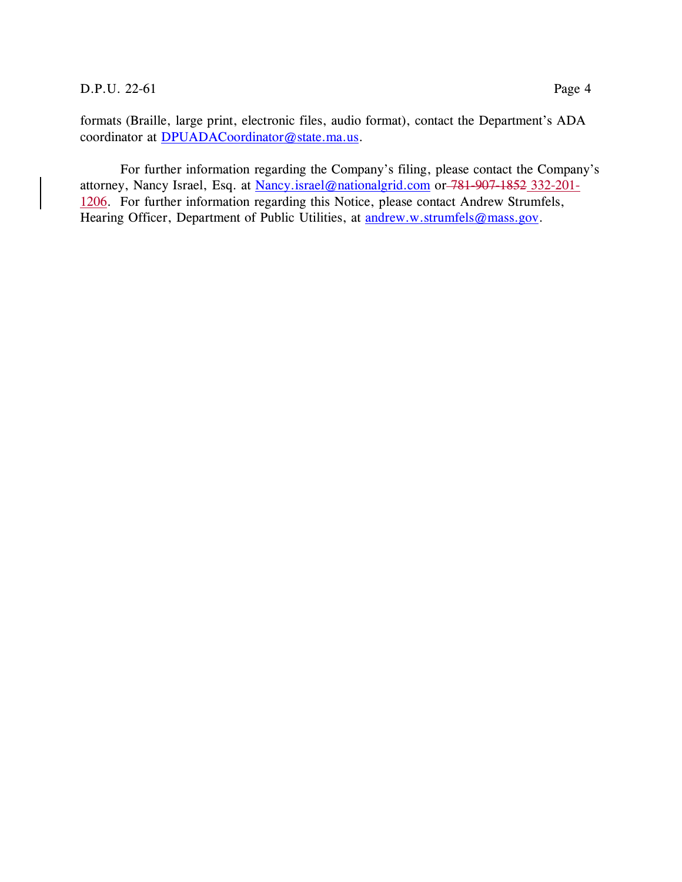formats (Braille, large print, electronic files, audio format), contact the Department's ADA coordinator at DPUADACoordinator@state.ma.us.

For further information regarding the Company's filing, please contact the Company's attorney, Nancy Israel, Esq. at Nancy.israel@nationalgrid.com or ~~781-907-1852~~ 332-201-1206. For further information regarding this Notice, please contact Andrew Strumfels, Hearing Officer, Department of Public Utilities, at andrew.w.strumfels@mass.gov.